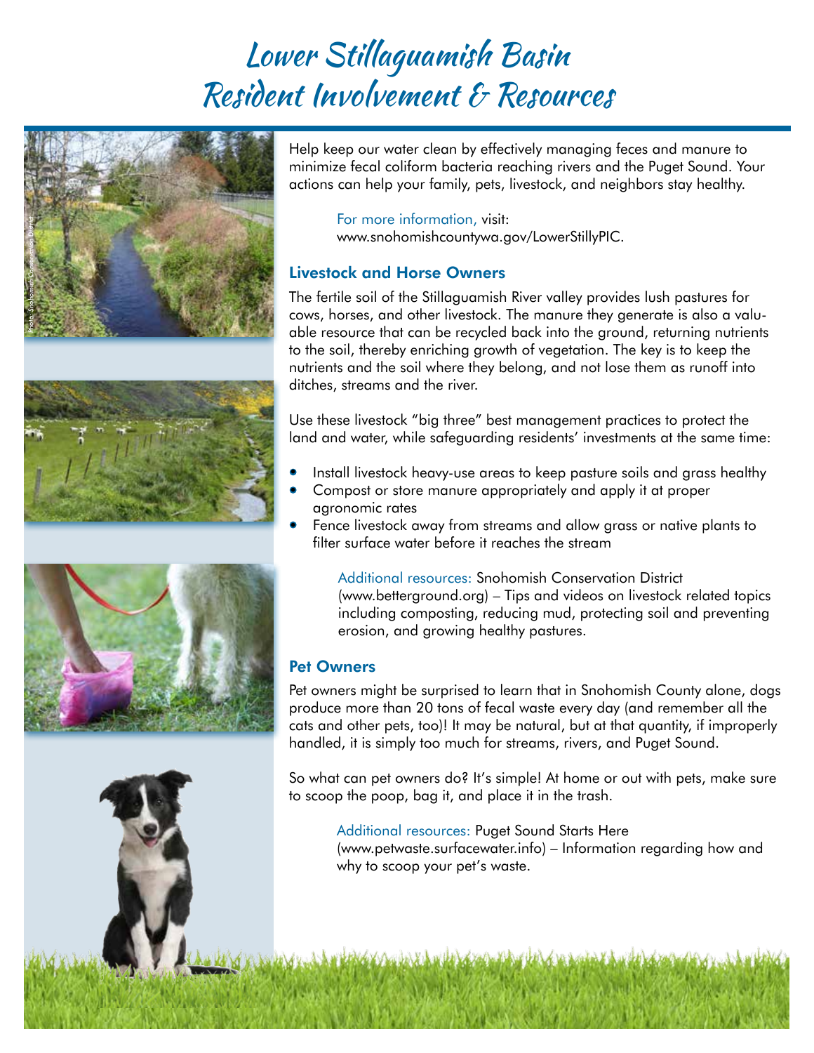# Lower Stillaguamish Basin Resident Involvement & Resources

Photo: Snohomish Conservation District

Help keep our water clean by effectively managing feces and manure to minimize fecal coliform bacteria reaching rivers and the Puget Sound. Your actions can help your family, pets, livestock, and neighbors stay healthy.

For more information, visit: www.snohomishcountywa.gov/LowerStillyPIC.

## Livestock and Horse Owners

The fertile soil of the Stillaguamish River valley provides lush pastures for cows, horses, and other livestock. The manure they generate is also a valuable resource that can be recycled back into the ground, returning nutrients to the soil, thereby enriching growth of vegetation. The key is to keep the nutrients and the soil where they belong, and not lose them as runoff into ditches, streams and the river.

Use these livestock "big three" best management practices to protect the land and water, while safeguarding residents' investments at the same time:

- Install livestock heavy-use areas to keep pasture soils and grass healthy
- Compost or store manure appropriately and apply it at proper agronomic rates
- Fence livestock away from streams and allow grass or native plants to filter surface water before it reaches the stream

Additional resources: Snohomish Conservation District (www.betterground.org) – Tips and videos on livestock related topics including composting, reducing mud, protecting soil and preventing erosion, and growing healthy pastures.

## Pet Owners

Pet owners might be surprised to learn that in Snohomish County alone, dogs produce more than 20 tons of fecal waste every day (and remember all the cats and other pets, too)! It may be natural, but at that quantity, if improperly handled, it is simply too much for streams, rivers, and Puget Sound.

So what can pet owners do? It's simple! At home or out with pets, make sure to scoop the poop, bag it, and place it in the trash.

Additional resources: Puget Sound Starts Here (www.petwaste.surfacewater.info) – Information regarding how and why to scoop your pet's waste.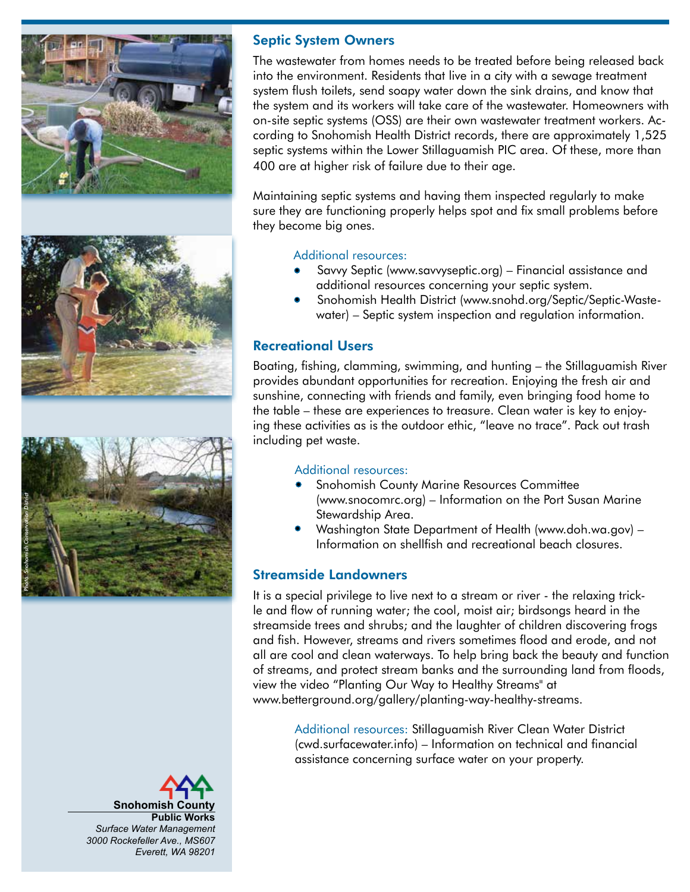## Septic System Owners

The wastewater from homes needs to be treated before being released back into the environment. Residents that live in a city with a sewage treatment system flush toilets, send soapy water down the sink drains, and know that the system and its workers will take care of the wastewater. Homeowners with on-site septic systems (OSS) are their own wastewater treatment workers. According to Snohomish Health District records, there are approximately 1,525 septic systems within the Lower Stillaguamish PIC area. Of these, more than 400 are at higher risk of failure due to their age.

Maintaining septic systems and having them inspected regularly to make sure they are functioning properly helps spot and fix small problems before they become big ones.

Additional resources:

- Savvy Septic (www.savvyseptic.org) – Financial assistance and additional resources concerning your septic system.
- Snohomish Health District (www.snohd.org/Septic/Septic-Wastewater) – Septic system inspection and regulation information.

## Recreational Users

Boating, fishing, clamming, swimming, and hunting – the Stillaguamish River provides abundant opportunities for recreation. Enjoying the fresh air and sunshine, connecting with friends and family, even bringing food home to the table – these are experiences to treasure. Clean water is key to enjoying these activities as is the outdoor ethic, "leave no trace". Pack out trash including pet waste.

Additional resources:

- Snohomish County Marine Resources Committee (www.snocomrc.org) – Information on the Port Susan Marine Stewardship Area.
- Washington State Department of Health (www.doh.wa.gov) – Information on shellfish and recreational beach closures.

## Streamside Landowners

It is a special privilege to live next to a stream or river - the relaxing trickle and flow of running water; the cool, moist air; birdsongs heard in the streamside trees and shrubs; and the laughter of children discovering frogs and fish. However, streams and rivers sometimes flood and erode, and not all are cool and clean waterways. To help bring back the beauty and function of streams, and protect stream banks and the surrounding land from floods, view the video "Planting Our Way to Healthy Streams" at www.betterground.org/gallery/planting-way-healthy-streams.

Additional resources: Stillaguamish River Clean Water District (cwd.surfacewater.info) – Information on technical and financial assistance concerning surface water on your property.

Photo: Snohomish Conservation District

**Snohomish County**
**Public Works**
*Surface Water Management*
*3000 Rockefeller Ave., MS607*
*Everett, WA 98201*